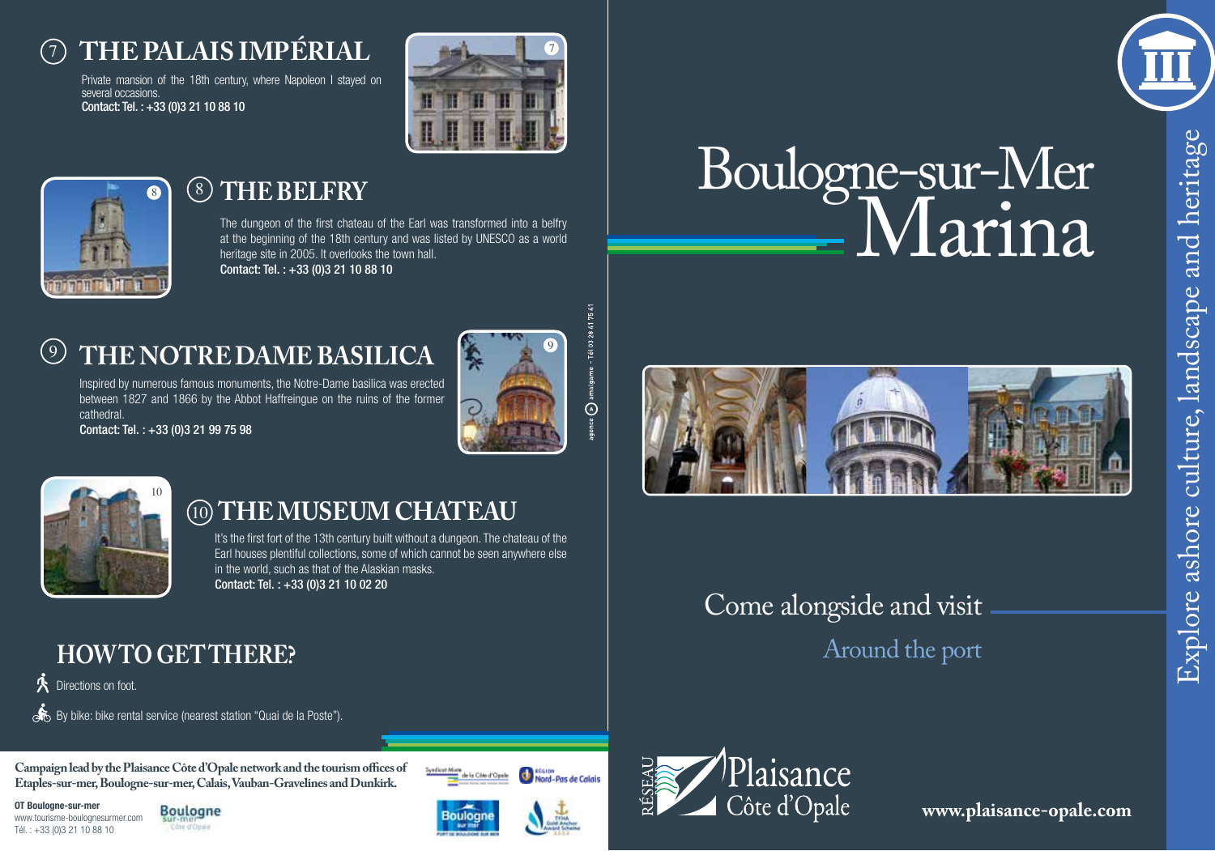## 7 THE PALAIS IMPÉRIAL

Private mansion of the 18th century, where Napoleon I stayed on several occasions.
**Contact: Tel. : +33 (0)3 21 10 88 10**

## 8 THE BELFRY

The dungeon of the first chateau of the Earl was transformed into a belfry at the beginning of the 18th century and was listed by UNESCO as a world heritage site in 2005. It overlooks the town hall.
**Contact: Tel. : +33 (0)3 21 10 88 10**

## 9 THE NOTRE DAME BASILICA

Inspired by numerous famous monuments, the Notre-Dame basilica was erected between 1827 and 1866 by the Abbot Haffreingue on the ruins of the former cathedral.
**Contact: Tel. : +33 (0)3 21 99 75 98**

## 10 THE MUSEUM CHATEAU

It's the first fort of the 13th century built without a dungeon. The chateau of the Earl houses plentiful collections, some of which cannot be seen anywhere else in the world, such as that of the Alaskian masks.
**Contact: Tel. : +33 (0)3 21 10 02 20**

## HOW TO GET THERE?

Directions on foot.

By bike: bike rental service (nearest station "Quai de la Poste").

**Campaign lead by the Plaisance Côte d'Opale network and the tourism offices of Etaples-sur-mer, Boulogne-sur-mer, Calais, Vauban-Gravelines and Dunkirk.**

**OT Boulogne-sur-mer**
www.tourisme-boulognesurmer.com
Tél. : +33 (0)3 21 10 88 10

agence amalgame - Tél 03 28 41 75 41

# Boulogne-sur-Mer Marina

Come alongside and visit

Around the port

Explore ashore culture, landscape and heritage

RÉSEAU Plaisance Côte d'Opale

**www.plaisance-opale.com**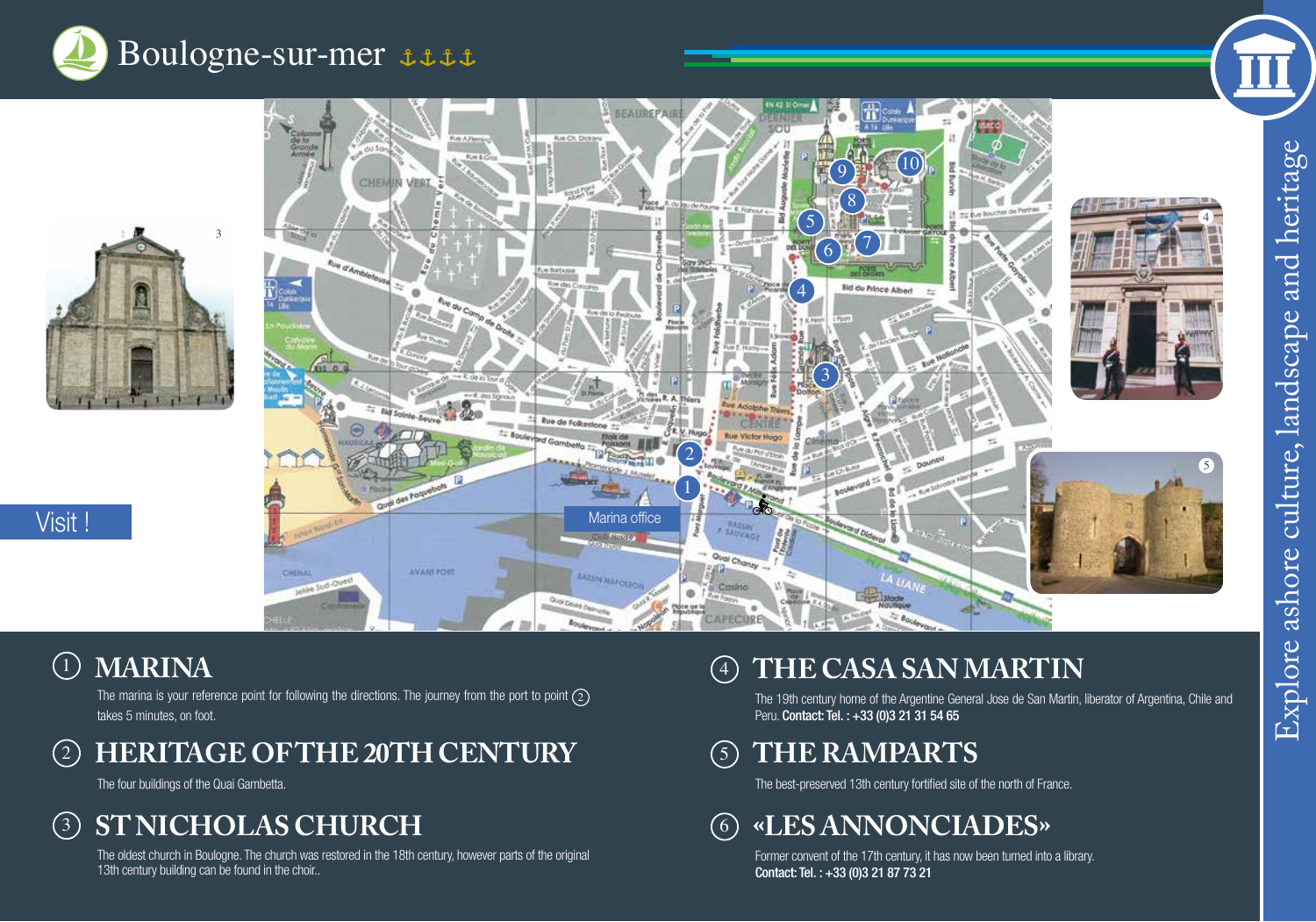# Boulogne-sur-mer

Explore ashore culture, landscape and heritage

Visit !

Marina office

## ① MARINA

The marina is your reference point for following the directions. The journey from the port to point ② takes 5 minutes, on foot.

## ② HERITAGE OF THE 20TH CENTURY

The four buildings of the Quai Gambetta.

## ③ ST NICHOLAS CHURCH

The oldest church in Boulogne. The church was restored in the 18th century, however parts of the original 13th century building can be found in the choir..

## ④ THE CASA SAN MARTIN

The 19th century home of the Argentine General Jose de San Martin, liberator of Argentina, Chile and Peru. **Contact: Tel. : +33 (0)3 21 31 54 65**

## ⑤ THE RAMPARTS

The best-preserved 13th century fortified site of the north of France.

## ⑥ «LES ANNONCIADES»

Former convent of the 17th century, it has now been turned into a library.
**Contact: Tel. : +33 (0)3 21 87 73 21**